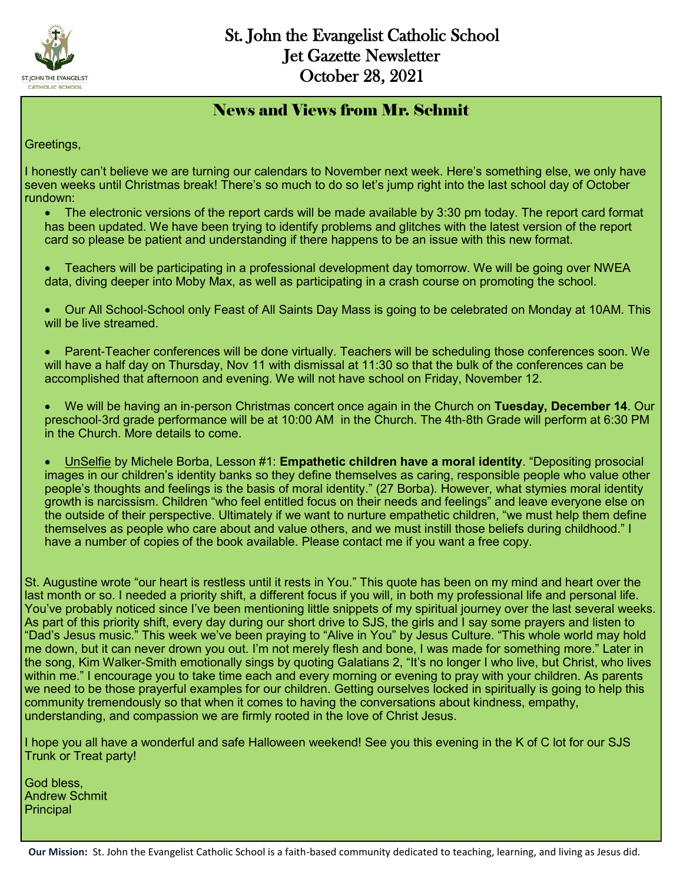# St. John the Evangelist Catholic School
# Jet Gazette Newsletter
# October 28, 2021

## News and Views from Mr. Schmit

Greetings,

I honestly can't believe we are turning our calendars to November next week. Here's something else, we only have seven weeks until Christmas break! There's so much to do so let's jump right into the last school day of October rundown:

- The electronic versions of the report cards will be made available by 3:30 pm today. The report card format has been updated. We have been trying to identify problems and glitches with the latest version of the report card so please be patient and understanding if there happens to be an issue with this new format.

- Teachers will be participating in a professional development day tomorrow. We will be going over NWEA data, diving deeper into Moby Max, as well as participating in a crash course on promoting the school.

- Our All School-School only Feast of All Saints Day Mass is going to be celebrated on Monday at 10AM. This will be live streamed.

- Parent-Teacher conferences will be done virtually. Teachers will be scheduling those conferences soon. We will have a half day on Thursday, Nov 11 with dismissal at 11:30 so that the bulk of the conferences can be accomplished that afternoon and evening. We will not have school on Friday, November 12.

- We will be having an in-person Christmas concert once again in the Church on **Tuesday, December 14**. Our preschool-3rd grade performance will be at 10:00 AM in the Church. The 4th-8th Grade will perform at 6:30 PM in the Church. More details to come.

- UnSelfie by Michele Borba, Lesson #1: **Empathetic children have a moral identity**. "Depositing prosocial images in our children's identity banks so they define themselves as caring, responsible people who value other people's thoughts and feelings is the basis of moral identity." (27 Borba). However, what stymies moral identity growth is narcissism. Children "who feel entitled focus on their needs and feelings" and leave everyone else on the outside of their perspective. Ultimately if we want to nurture empathetic children, "we must help them define themselves as people who care about and value others, and we must instill those beliefs during childhood." I have a number of copies of the book available. Please contact me if you want a free copy.

St. Augustine wrote "our heart is restless until it rests in You." This quote has been on my mind and heart over the last month or so. I needed a priority shift, a different focus if you will, in both my professional life and personal life. You've probably noticed since I've been mentioning little snippets of my spiritual journey over the last several weeks. As part of this priority shift, every day during our short drive to SJS, the girls and I say some prayers and listen to "Dad's Jesus music." This week we've been praying to "Alive in You" by Jesus Culture. "This whole world may hold me down, but it can never drown you out. I'm not merely flesh and bone, I was made for something more." Later in the song, Kim Walker-Smith emotionally sings by quoting Galatians 2, "It's no longer I who live, but Christ, who lives within me." I encourage you to take time each and every morning or evening to pray with your children. As parents we need to be those prayerful examples for our children. Getting ourselves locked in spiritually is going to help this community tremendously so that when it comes to having the conversations about kindness, empathy, understanding, and compassion we are firmly rooted in the love of Christ Jesus.

I hope you all have a wonderful and safe Halloween weekend! See you this evening in the K of C lot for our SJS Trunk or Treat party!

God bless,
Andrew Schmit
Principal

**Our Mission:** St. John the Evangelist Catholic School is a faith-based community dedicated to teaching, learning, and living as Jesus did.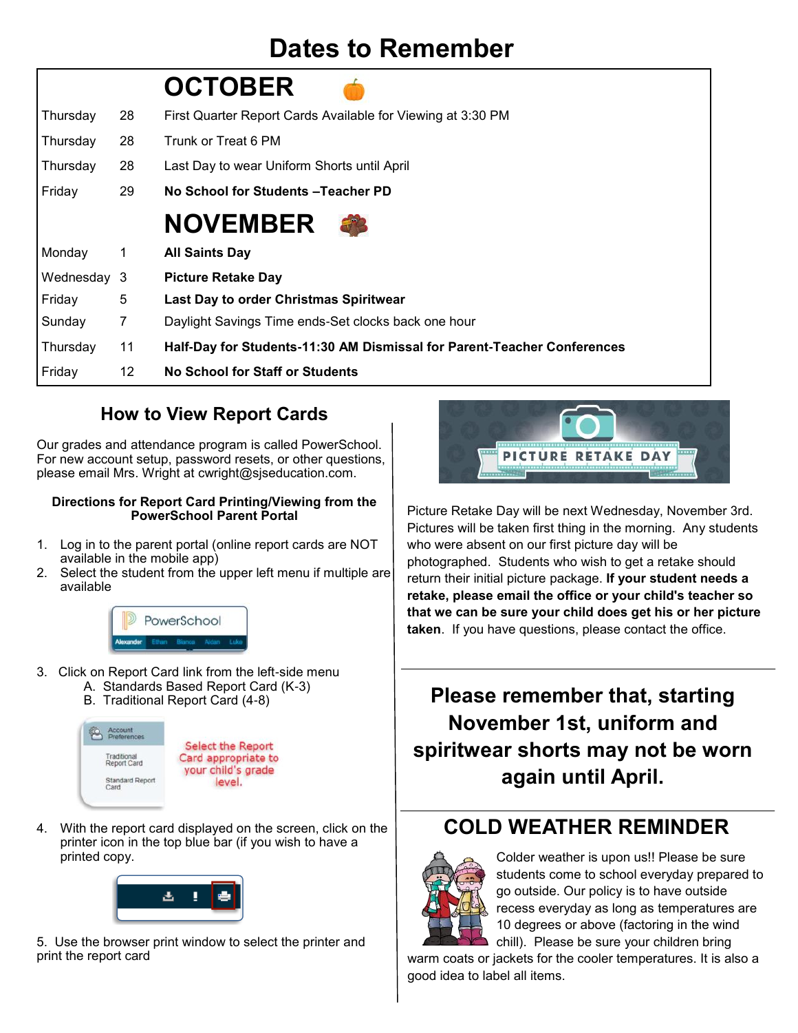# Dates to Remember

| | | OCTOBER |
|---|---|---|
| Thursday | 28 | First Quarter Report Cards Available for Viewing at 3:30 PM |
| Thursday | 28 | Trunk or Treat 6 PM |
| Thursday | 28 | Last Day to wear Uniform Shorts until April |
| Friday | 29 | **No School for Students –Teacher PD** |
| | | **NOVEMBER** |
| Monday | 1 | **All Saints Day** |
| Wednesday | 3 | **Picture Retake Day** |
| Friday | 5 | **Last Day to order Christmas Spiritwear** |
| Sunday | 7 | Daylight Savings Time ends-Set clocks back one hour |
| Thursday | 11 | **Half-Day for Students-11:30 AM Dismissal for Parent-Teacher Conferences** |
| Friday | 12 | **No School for Staff or Students** |

## How to View Report Cards

Our grades and attendance program is called PowerSchool. For new account setup, password resets, or other questions, please email Mrs. Wright at cwright@sjseducation.com.

**Directions for Report Card Printing/Viewing from the PowerSchool Parent Portal**

1. Log in to the parent portal (online report cards are NOT available in the mobile app)
2. Select the student from the upper left menu if multiple are available
3. Click on Report Card link from the left-side menu
   A. Standards Based Report Card (K-3)
   B. Traditional Report Card (4-8)

   Select the Report Card appropriate to your child's grade level.
4. With the report card displayed on the screen, click on the printer icon in the top blue bar (if you wish to have a printed copy.
5. Use the browser print window to select the printer and print the report card

## PICTURE RETAKE DAY

Picture Retake Day will be next Wednesday, November 3rd. Pictures will be taken first thing in the morning. Any students who were absent on our first picture day will be photographed. Students who wish to get a retake should return their initial picture package. **If your student needs a retake, please email the office or your child's teacher so that we can be sure your child does get his or her picture taken**. If you have questions, please contact the office.

**Please remember that, starting November 1st, uniform and spiritwear shorts may not be worn again until April.**

## COLD WEATHER REMINDER

Colder weather is upon us!! Please be sure students come to school everyday prepared to go outside. Our policy is to have outside recess everyday as long as temperatures are 10 degrees or above (factoring in the wind chill). Please be sure your children bring warm coats or jackets for the cooler temperatures. It is also a good idea to label all items.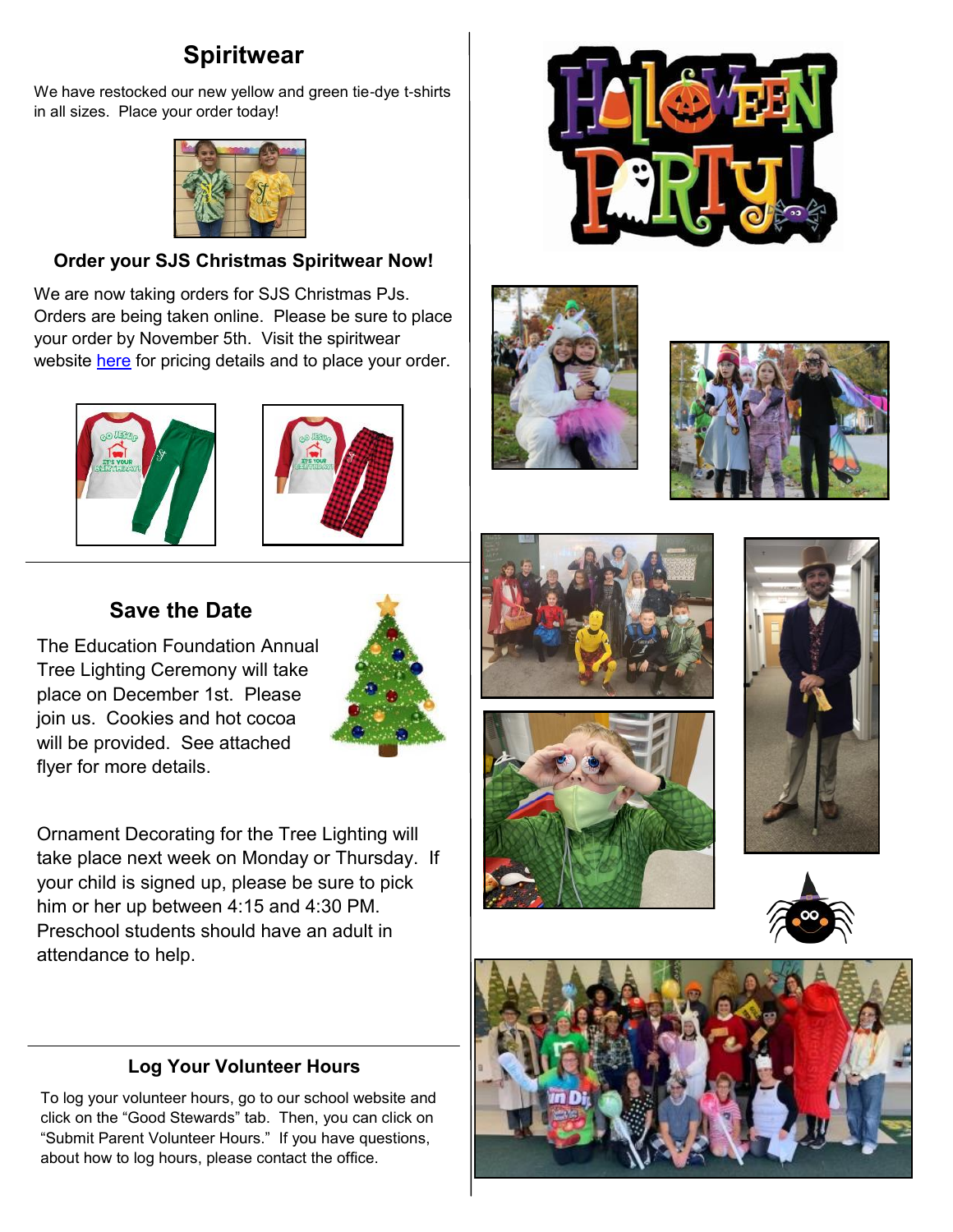## Spiritwear

We have restocked our new yellow and green tie-dye t-shirts in all sizes. Place your order today!

### Order your SJS Christmas Spiritwear Now!

We are now taking orders for SJS Christmas PJs. Orders are being taken online. Please be sure to place your order by November 5th. Visit the spiritwear website here for pricing details and to place your order.

## Save the Date

The Education Foundation Annual Tree Lighting Ceremony will take place on December 1st. Please join us. Cookies and hot cocoa will be provided. See attached flyer for more details.

Ornament Decorating for the Tree Lighting will take place next week on Monday or Thursday. If your child is signed up, please be sure to pick him or her up between 4:15 and 4:30 PM. Preschool students should have an adult in attendance to help.

### Log Your Volunteer Hours

To log your volunteer hours, go to our school website and click on the "Good Stewards" tab. Then, you can click on "Submit Parent Volunteer Hours." If you have questions, about how to log hours, please contact the office.

## Halloween Party!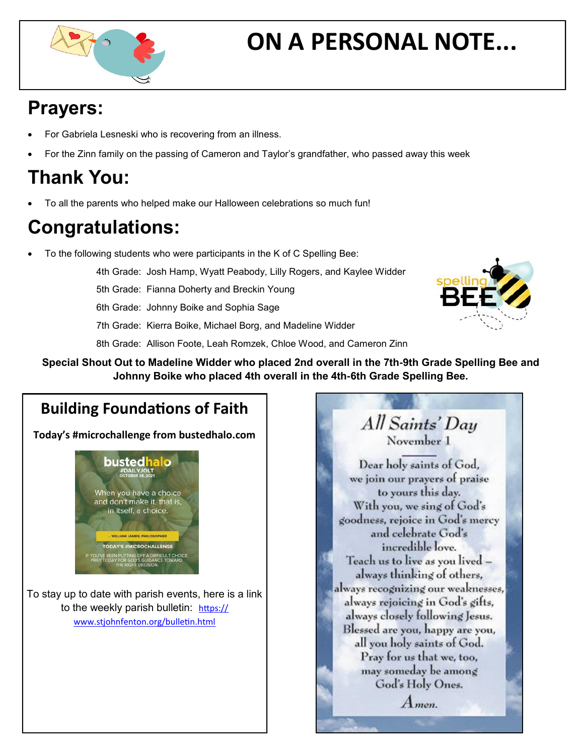# ON A PERSONAL NOTE...

## Prayers:

- For Gabriela Lesneski who is recovering from an illness.
- For the Zinn family on the passing of Cameron and Taylor's grandfather, who passed away this week

## Thank You:

- To all the parents who helped make our Halloween celebrations so much fun!

## Congratulations:

- To the following students who were participants in the K of C Spelling Bee:

  4th Grade: Josh Hamp, Wyatt Peabody, Lilly Rogers, and Kaylee Widder

  5th Grade: Fianna Doherty and Breckin Young

  6th Grade: Johnny Boike and Sophia Sage

  7th Grade: Kierra Boike, Michael Borg, and Madeline Widder

  8th Grade: Allison Foote, Leah Romzek, Chloe Wood, and Cameron Zinn

**Special Shout Out to Madeline Widder who placed 2nd overall in the 7th-9th Grade Spelling Bee and Johnny Boike who placed 4th overall in the 4th-6th Grade Spelling Bee.**

## Building Foundations of Faith

**Today's #microchallenge from bustedhalo.com**

bustedhalo
#DAILYJOLT
OCTOBER 28, 2021

When you have a choice and don't make it, that is, in itself, a choice.

— WILLIAM JAMES, PHILOSOPHER

TODAY'S #MICROCHALLENGE
IF YOU'VE BEEN PUTTING OFF A DIFFICULT CHOICE, PRAY TODAY FOR GOD'S GUIDANCE TOWARD THE RIGHT DECISION.

To stay up to date with parish events, here is a link to the weekly parish bulletin: https://www.stjohnfenton.org/bulletin.html

## All Saints' Day

November 1

Dear holy saints of God,
we join our prayers of praise
to yours this day.
With you, we sing of God's
goodness, rejoice in God's mercy
and celebrate God's
incredible love.
Teach us to live as you lived –
always thinking of others,
always recognizing our weaknesses,
always rejoicing in God's gifts,
always closely following Jesus.
Blessed are you, happy are you,
all you holy saints of God.
Pray for us that we, too,
may someday be among
God's Holy Ones.
Amen.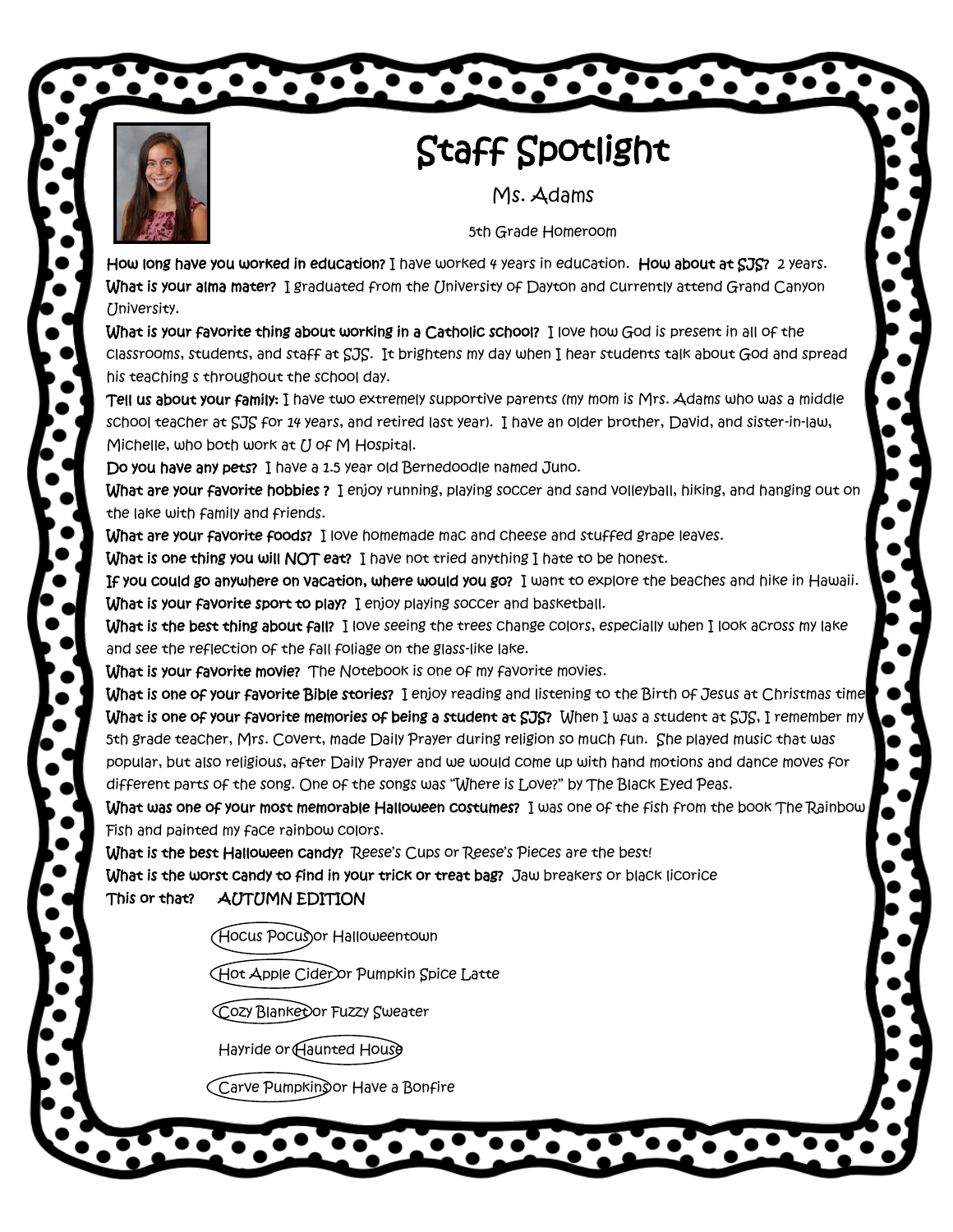# Staff Spotlight

Ms. Adams

5th Grade Homeroom

**How long have you worked in education?** I have worked 4 years in education. **How about at SJS?** 2 years.

**What is your alma mater?** I graduated from the University of Dayton and currently attend Grand Canyon University.

**What is your favorite thing about working in a Catholic school?** I love how God is present in all of the classrooms, students, and staff at SJS. It brightens my day when I hear students talk about God and spread his teaching s throughout the school day.

**Tell us about your family:** I have two extremely supportive parents (my mom is Mrs. Adams who was a middle school teacher at SJS for 14 years, and retired last year). I have an older brother, David, and sister-in-law, Michelle, who both work at U of M Hospital.

**Do you have any pets?** I have a 1.5 year old Bernedoodle named Juno.

**What are your favorite hobbies ?** I enjoy running, playing soccer and sand volleyball, hiking, and hanging out on the lake with family and friends.

**What are your favorite foods?** I love homemade mac and cheese and stuffed grape leaves.

**What is one thing you will NOT eat?** I have not tried anything I hate to be honest.

**If you could go anywhere on vacation, where would you go?** I want to explore the beaches and hike in Hawaii.

**What is your favorite sport to play?** I enjoy playing soccer and basketball.

**What is the best thing about fall?** I love seeing the trees change colors, especially when I look across my lake and see the reflection of the fall foliage on the glass-like lake.

**What is your favorite movie?** The Notebook is one of my favorite movies.

**What is one of your favorite Bible stories?** I enjoy reading and listening to the Birth of Jesus at Christmas time

**What is one of your favorite memories of being a student at SJS?** When I was a student at SJS, I remember my 5th grade teacher, Mrs. Covert, made Daily Prayer during religion so much fun. She played music that was popular, but also religious, after Daily Prayer and we would come up with hand motions and dance moves for different parts of the song. One of the songs was "Where is Love?" by The Black Eyed Peas.

**What was one of your most memorable Halloween costumes?** I was one of the fish from the book The Rainbow Fish and painted my face rainbow colors.

**What is the best Halloween candy?** Reese's Cups or Reese's Pieces are the best!

**What is the worst candy to find in your trick or treat bag?** Jaw breakers or black licorice

**This or that?** AUTUMN EDITION

- (Hocus Pocus) or Halloweentown
- (Hot Apple Cider) or Pumpkin Spice Latte
- (Cozy Blanket) or Fuzzy Sweater
- Hayride or (Haunted House)
- (Carve Pumpkins) or Have a Bonfire